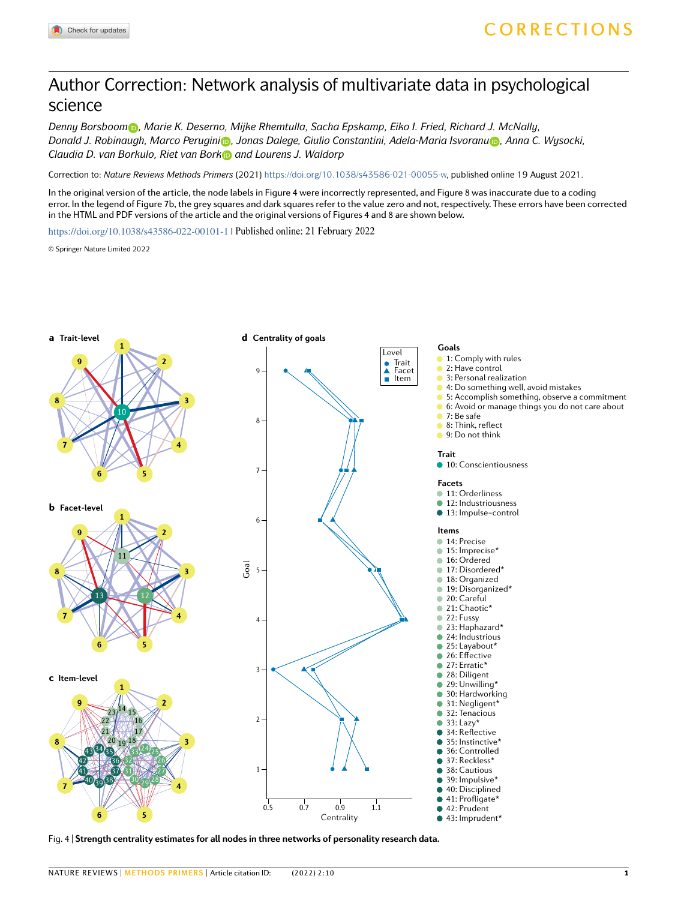# Author Correction: Network analysis of multivariate data in psychological science

*Denny Borsboom, Marie K. Deserno, Mijke Rhemtulla, Sacha Epskamp, Eiko I. Fried, Richard J. McNally, Donald J. Robinaugh, Marco Perugini, Jonas Dalege, Giulio Constantini, Adela-Maria Isvoranu, Anna C. Wysocki, Claudia D. van Borkulo, Riet van Bork and Lourens J. Waldorp*

Correction to: *Nature Reviews Methods Primers* (2021) https://doi.org/10.1038/s43586-021-00055-w, published online 19 August 2021.

In the original version of the article, the node labels in Figure 4 were incorrectly represented, and Figure 8 was inaccurate due to a coding error. In the legend of Figure 7b, the grey squares and dark squares refer to the value zero and not, respectively. These errors have been corrected in the HTML and PDF versions of the article and the original versions of Figures 4 and 8 are shown below.

https://doi.org/10.1038/s43586-022-00101-1 | Published online: 21 February 2022

© Springer Nature Limited 2022

**a** Trait-level

**b** Facet-level

**c** Item-level

**d** Centrality of goals

**Goals**
- 1: Comply with rules
- 2: Have control
- 3: Personal realization
- 4: Do something well, avoid mistakes
- 5: Accomplish something, observe a commitment
- 6: Avoid or manage things you do not care about
- 7: Be safe
- 8: Think, reflect
- 9: Do not think

**Trait**
- 10: Conscientiousness

**Facets**
- 11: Orderliness
- 12: Industriousness
- 13: Impulse–control

**Items**
- 14: Precise
- 15: Imprecise*
- 16: Ordered
- 17: Disordered*
- 18: Organized
- 19: Disorganized*
- 20: Careful
- 21: Chaotic*
- 22: Fussy
- 23: Haphazard*
- 24: Industrious
- 25: Layabout*
- 26: Effective
- 27: Erratic*
- 28: Diligent
- 29: Unwilling*
- 30: Hardworking
- 31: Negligent*
- 32: Tenacious
- 33: Lazy*
- 34: Reflective
- 35: Instinctive*
- 36: Controlled
- 37: Reckless*
- 38: Cautious
- 39: Impulsive*
- 40: Disciplined
- 41: Profligate*
- 42: Prudent
- 43: Imprudent*

Fig. 4 | **Strength centrality estimates for all nodes in three networks of personality research data.**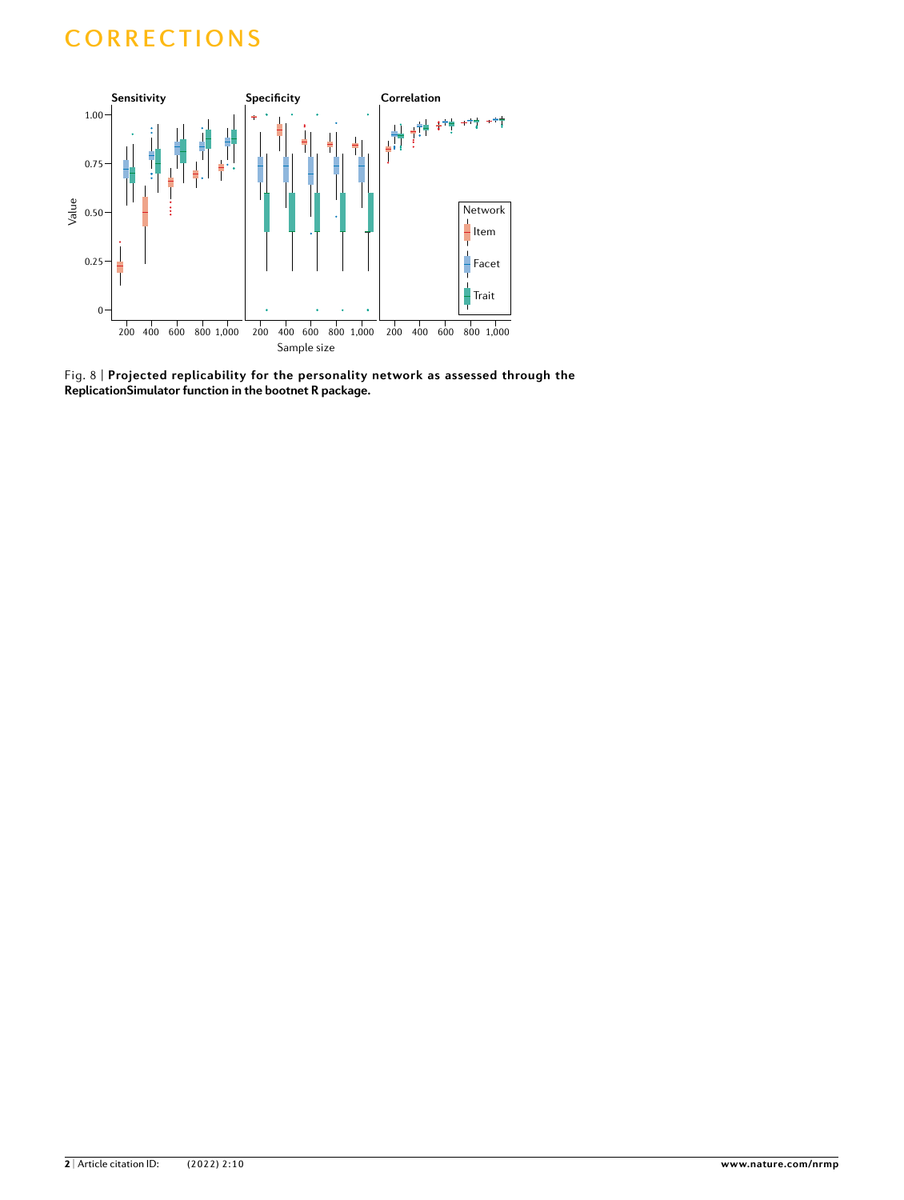# CORRECTIONS

Sensitivity

Specificity

Correlation

1.00

0.75

0.50

0.25

0

Value

200 400 600 800 1,000

200 400 600 800 1,000

200 400 600 800 1,000

Sample size

Network

Item

Facet

Trait

Fig. 8 | **Projected replicability for the personality network as assessed through the ReplicationSimulator function in the bootnet R package.**